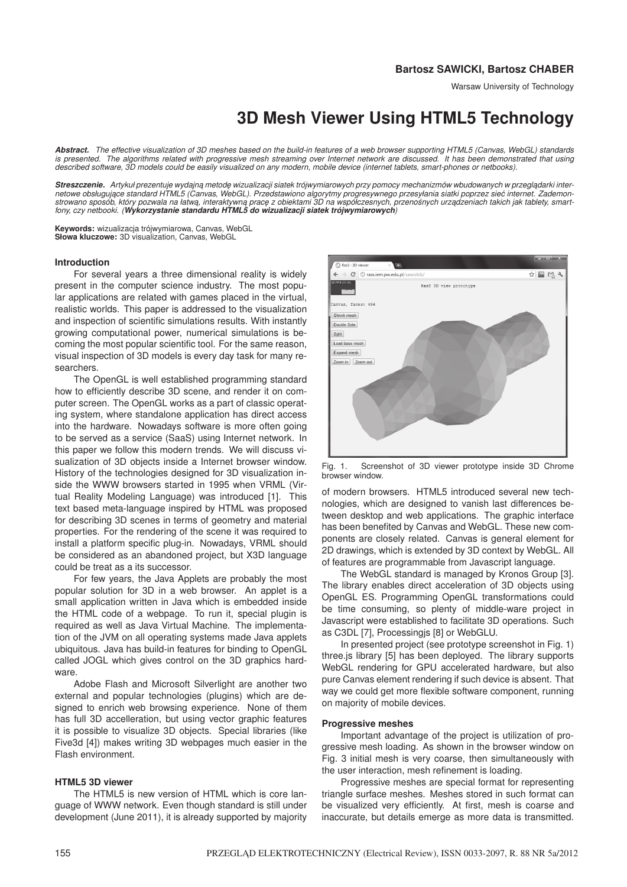**Bartosz SAWICKI, Bartosz CHABER**

Warsaw University of Technology

# 3D Mesh Viewer Using HTML5 Technology

***Abstract.*** *The effective visualization of 3D meshes based on the build-in features of a web browser supporting HTML5 (Canvas, WebGL) standards is presented. The algorithms related with progressive mesh streaming over Internet network are discussed. It has been demonstrated that using described software, 3D models could be easily visualized on any modern, mobile device (internet tablets, smart-phones or netbooks).*

***Streszczenie.*** *Artykuł prezentuje wydajną metodę wizualizacji siatek trójwymiarowych przy pomocy mechanizmów wbudowanych w przeglądarki internetowe obsługujące standard HTML5 (Canvas, WebGL). Przedstawiono algorytmy progresywnego przesyłania siatki poprzez sieć internet. Zademonstrowano sposób, który pozwala na łatwą, interaktywną pracę z obiektami 3D na współczesnych, przenośnych urządzeniach takich jak tablety, smartfony, czy netbooki. (**Wykorzystanie standardu HTML5 do wizualizacji siatek trójwymiarowych**)*

**Keywords:** wizualizacja trójwymiarowa, Canvas, WebGL
**Słowa kluczowe:** 3D visualization, Canvas, WebGL

## Introduction

For several years a three dimensional reality is widely present in the computer science industry. The most popular applications are related with games placed in the virtual, realistic worlds. This paper is addressed to the visualization and inspection of scientific simulations results. With instantly growing computational power, numerical simulations is becoming the most popular scientific tool. For the same reason, visual inspection of 3D models is every day task for many researchers.

The OpenGL is well established programming standard how to efficiently describe 3D scene, and render it on computer screen. The OpenGL works as a part of classic operating system, where standalone application has direct access into the hardware. Nowadays software is more often going to be served as a service (SaaS) using Internet network. In this paper we follow this modern trends. We will discuss visualization of 3D objects inside a Internet browser window. History of the technologies designed for 3D visualization inside the WWW browsers started in 1995 when VRML (Virtual Reality Modeling Language) was introduced [1]. This text based meta-language inspired by HTML was proposed for describing 3D scenes in terms of geometry and material properties. For the rendering of the scene it was required to install a platform specific plug-in. Nowadays, VRML should be considered as an abandoned project, but X3D language could be treat as a its successor.

For few years, the Java Applets are probably the most popular solution for 3D in a web browser. An applet is a small application written in Java which is embedded inside the HTML code of a webpage. To run it, special plugin is required as well as Java Virtual Machine. The implementation of the JVM on all operating systems made Java applets ubiquitous. Java has build-in features for binding to OpenGL called JOGL which gives control on the 3D graphics hardware.

Adobe Flash and Microsoft Silverlight are another two external and popular technologies (plugins) which are designed to enrich web browsing experience. None of them has full 3D accelleration, but using vector graphic features it is possible to visualize 3D objects. Special libraries (like Five3d [4]) makes writing 3D webpages much easier in the Flash environment.

## HTML5 3D viewer

The HTML5 is new version of HTML which is core language of WWW network. Even though standard is still under development (June 2011), it is already supported by majority of modern browsers. HTML5 introduced several new technologies, which are designed to vanish last differences between desktop and web applications. The graphic interface has been benefited by Canvas and WebGL. These new components are closely related. Canvas is general element for 2D drawings, which is extended by 3D context by WebGL. All of features are programmable from Javascript language.

Fig. 1. Screenshot of 3D viewer prototype inside 3D Chrome browser window.

The WebGL standard is managed by Kronos Group [3]. The library enables direct acceleration of 3D objects using OpenGL ES. Programming OpenGL transformations could be time consuming, so plenty of middle-ware project in Javascript were established to facilitate 3D operations. Such as C3DL [7], Processingjs [8] or WebGLU.

In presented project (see prototype screenshot in Fig. 1) three.js library [5] has been deployed. The library supports WebGL rendering for GPU accelerated hardware, but also pure Canvas element rendering if such device is absent. That way we could get more flexible software component, running on majority of mobile devices.

## Progressive meshes

Important advantage of the project is utilization of progressive mesh loading. As shown in the browser window on Fig. 3 initial mesh is very coarse, then simultaneously with the user interaction, mesh refinement is loading.

Progressive meshes are special format for representing triangle surface meshes. Meshes stored in such format can be visualized very efficiently. At first, mesh is coarse and inaccurate, but details emerge as more data is transmitted.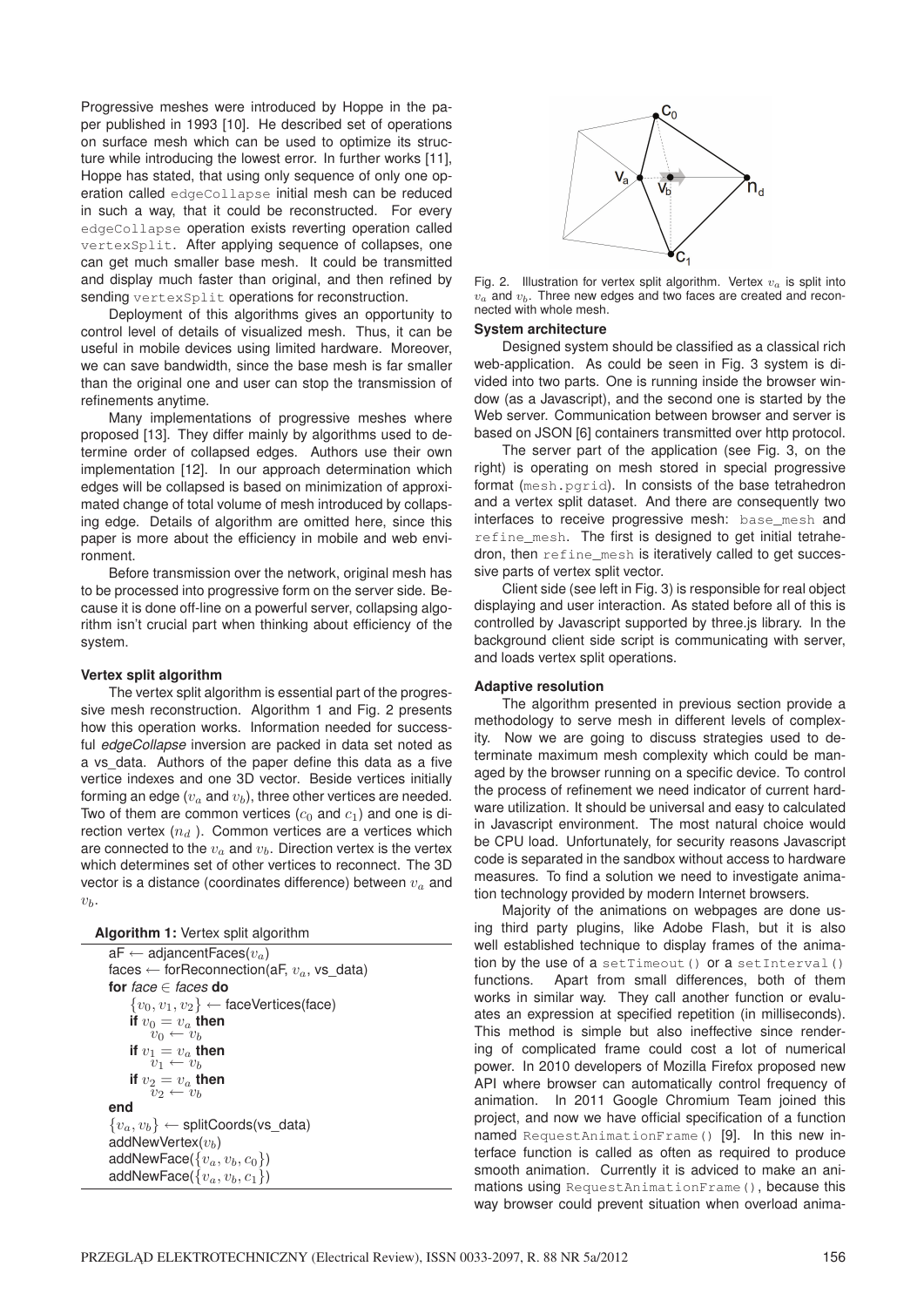Progressive meshes were introduced by Hoppe in the paper published in 1993 [10]. He described set of operations on surface mesh which can be used to optimize its structure while introducing the lowest error. In further works [11], Hoppe has stated, that using only sequence of only one operation called `edgeCollapse` initial mesh can be reduced in such a way, that it could be reconstructed. For every `edgeCollapse` operation exists reverting operation called `vertexSplit`. After applying sequence of collapses, one can get much smaller base mesh. It could be transmitted and display much faster than original, and then refined by sending `vertexSplit` operations for reconstruction.

Deployment of this algorithms gives an opportunity to control level of details of visualized mesh. Thus, it can be useful in mobile devices using limited hardware. Moreover, we can save bandwidth, since the base mesh is far smaller than the original one and user can stop the transmission of refinements anytime.

Many implementations of progressive meshes where proposed [13]. They differ mainly by algorithms used to determine order of collapsed edges. Authors use their own implementation [12]. In our approach determination which edges will be collapsed is based on minimization of approximated change of total volume of mesh introduced by collapsing edge. Details of algorithm are omitted here, since this paper is more about the efficiency in mobile and web environment.

Before transmission over the network, original mesh has to be processed into progressive form on the server side. Because it is done off-line on a powerful server, collapsing algorithm isn't crucial part when thinking about efficiency of the system.

### Vertex split algorithm

The vertex split algorithm is essential part of the progressive mesh reconstruction. Algorithm 1 and Fig. 2 presents how this operation works. Information needed for successful *edgeCollapse* inversion are packed in data set noted as a vs_data. Authors of the paper define this data as a five vertice indexes and one 3D vector. Beside vertices initially forming an edge ($v_a$ and $v_b$), three other vertices are needed. Two of them are common vertices ($c_0$ and $c_1$) and one is direction vertex ($n_d$ ). Common vertices are a vertices which are connected to the $v_a$ and $v_b$. Direction vertex is the vertex which determines set of other vertices to reconnect. The 3D vector is a distance (coordinates difference) between $v_a$ and $v_b$.

**Algorithm 1:** Vertex split algorithm

aF ← adjancentFaces($v_a$)
faces ← forReconnection(aF, $v_a$, vs_data)
**for** *face* ∈ *faces* **do**
  $\{v_0, v_1, v_2\}$ ← faceVertices(face)
  **if** $v_0 = v_a$ **then**
    $v_0 \leftarrow v_b$
  **if** $v_1 = v_a$ **then**
    $v_1 \leftarrow v_b$
  **if** $v_2 = v_a$ **then**
    $v_2 \leftarrow v_b$
**end**
$\{v_a, v_b\}$ ← splitCoords(vs_data)
addNewVertex($v_b$)
addNewFace($\{v_a, v_b, c_0\}$)
addNewFace($\{v_a, v_b, c_1\}$)

Fig. 2. Illustration for vertex split algorithm. Vertex $v_a$ is split into $v_a$ and $v_b$. Three new edges and two faces are created and reconnected with whole mesh.

### System architecture

Designed system should be classified as a classical rich web-application. As could be seen in Fig. 3 system is divided into two parts. One is running inside the browser window (as a Javascript), and the second one is started by the Web server. Communication between browser and server is based on JSON [6] containers transmitted over http protocol.

The server part of the application (see Fig. 3, on the right) is operating on mesh stored in special progressive format (`mesh.pgrid`). In consists of the base tetrahedron and a vertex split dataset. And there are consequently two interfaces to receive progressive mesh: `base_mesh` and `refine_mesh`. The first is designed to get initial tetrahedron, then `refine_mesh` is iteratively called to get successive parts of vertex split vector.

Client side (see left in Fig. 3) is responsible for real object displaying and user interaction. As stated before all of this is controlled by Javascript supported by three.js library. In the background client side script is communicating with server, and loads vertex split operations.

### Adaptive resolution

The algorithm presented in previous section provide a methodology to serve mesh in different levels of complexity. Now we are going to discuss strategies used to determinate maximum mesh complexity which could be managed by the browser running on a specific device. To control the process of refinement we need indicator of current hardware utilization. It should be universal and easy to calculated in Javascript environment. The most natural choice would be CPU load. Unfortunately, for security reasons Javascript code is separated in the sandbox without access to hardware measures. To find a solution we need to investigate animation technology provided by modern Internet browsers.

Majority of the animations on webpages are done using third party plugins, like Adobe Flash, but it is also well established technique to display frames of the animation by the use of a `setTimeout()` or a `setInterval()` functions. Apart from small differences, both of them works in similar way. They call another function or evaluates an expression at specified repetition (in milliseconds). This method is simple but also ineffective since rendering of complicated frame could cost a lot of numerical power. In 2010 developers of Mozilla Firefox proposed new API where browser can automatically control frequency of animation. In 2011 Google Chromium Team joined this project, and now we have official specification of a function named `RequestAnimationFrame()` [9]. In this new interface function is called as often as required to produce smooth animation. Currently it is adviced to make an animations using `RequestAnimationFrame()`, because this way browser could prevent situation when overload anima-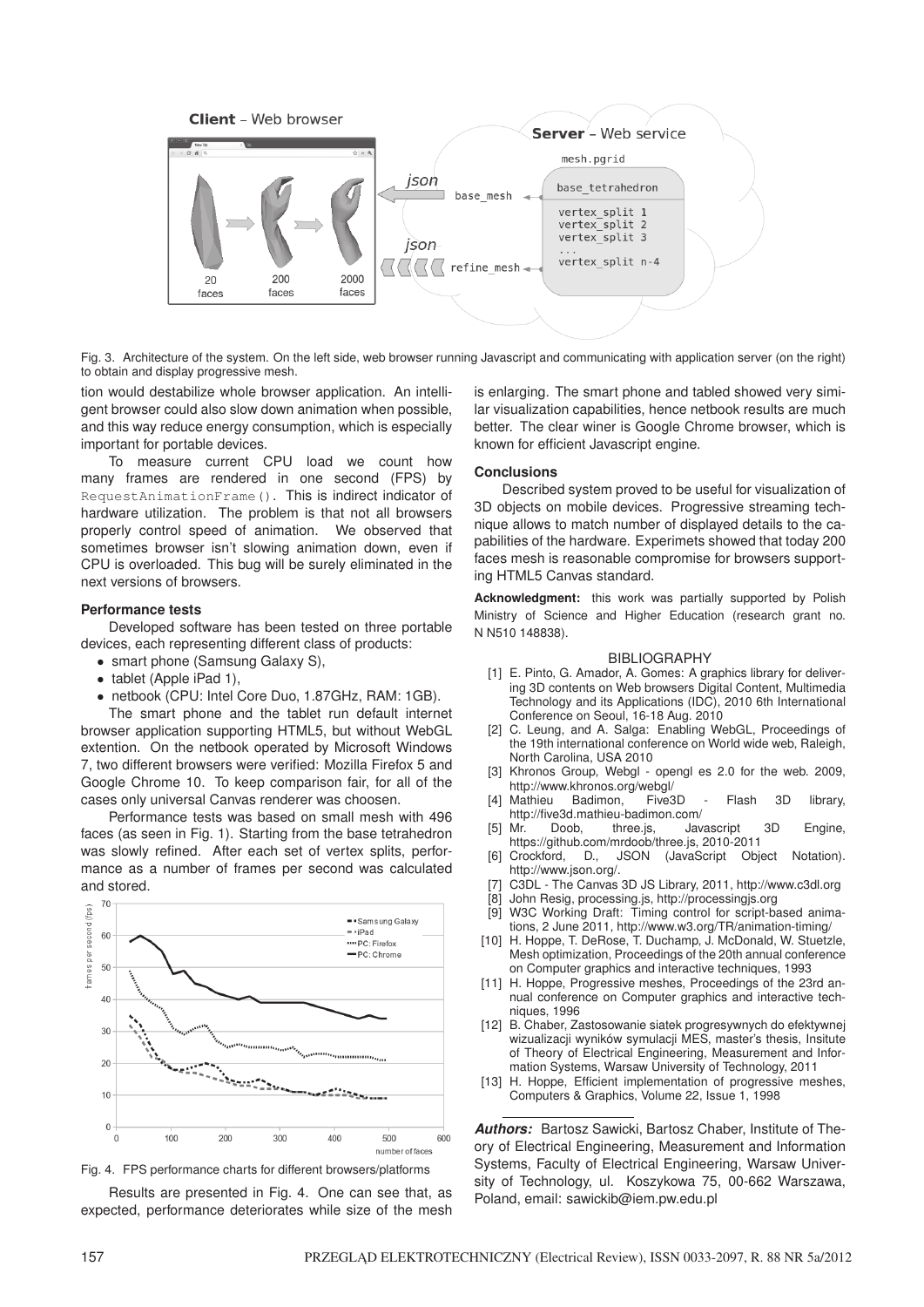Client – Web browser

Server – Web service

json

json

base_mesh

refine_mesh

mesh.pgrid

```
base_tetrahedron

vertex_split 1
vertex_split 2
vertex_split 3
...
vertex_split n-4
```

20 faces

200 faces

2000 faces

Fig. 3. Architecture of the system. On the left side, web browser running Javascript and communicating with application server (on the right) to obtain and display progressive mesh.

tion would destabilize whole browser application. An intelligent browser could also slow down animation when possible, and this way reduce energy consumption, which is especially important for portable devices.

To measure current CPU load we count how many frames are rendered in one second (FPS) by `RequestAnimationFrame()`. This is indirect indicator of hardware utilization. The problem is that not all browsers properly control speed of animation. We observed that sometimes browser isn't slowing animation down, even if CPU is overloaded. This bug will be surely eliminated in the next versions of browsers.

**Performance tests**

Developed software has been tested on three portable devices, each representing different class of products:

- smart phone (Samsung Galaxy S),
- tablet (Apple iPad 1),
- netbook (CPU: Intel Core Duo, 1.87GHz, RAM: 1GB).

The smart phone and the tablet run default internet browser application supporting HTML5, but without WebGL extention. On the netbook operated by Microsoft Windows 7, two different browsers were verified: Mozilla Firefox 5 and Google Chrome 10. To keep comparison fair, for all of the cases only universal Canvas renderer was choosen.

Performance tests was based on small mesh with 496 faces (as seen in Fig. 1). Starting from the base tetrahedron was slowly refined. After each set of vertex splits, performance as a number of frames per second was calculated and stored.

frames per second (fps)

70
60
50
40
30
20
10
0

0 100 200 300 400 500 600

number of faces

Samsung Galaxy
iPad
PC: Firefox
PC: Chrome

Fig. 4. FPS performance charts for different browsers/platforms

Results are presented in Fig. 4. One can see that, as expected, performance deteriorates while size of the mesh is enlarging. The smart phone and tabled showed very similar visualization capabilities, hence netbook results are much better. The clear winer is Google Chrome browser, which is known for efficient Javascript engine.

**Conclusions**

Described system proved to be useful for visualization of 3D objects on mobile devices. Progressive streaming technique allows to match number of displayed details to the capabilities of the hardware. Experimets showed that today 200 faces mesh is reasonable compromise for browsers supporting HTML5 Canvas standard.

**Acknowledgment:** this work was partially supported by Polish Ministry of Science and Higher Education (research grant no. N N510 148838).

## BIBLIOGRAPHY

[1] E. Pinto, G. Amador, A. Gomes: A graphics library for delivering 3D contents on Web browsers Digital Content, Multimedia Technology and its Applications (IDC), 2010 6th International Conference on Seoul, 16-18 Aug. 2010

[2] C. Leung, and A. Salga: Enabling WebGL, Proceedings of the 19th international conference on World wide web, Raleigh, North Carolina, USA 2010

[3] Khronos Group, Webgl - opengl es 2.0 for the web. 2009, http://www.khronos.org/webgl/

[4] Mathieu Badimon, Five3D - Flash 3D library, http://five3d.mathieu-badimon.com/

[5] Mr. Doob, three.js, Javascript 3D Engine, https://github.com/mrdoob/three.js, 2010-2011

[6] Crockford, D., JSON (JavaScript Object Notation). http://www.json.org/.

[7] C3DL - The Canvas 3D JS Library, 2011, http://www.c3dl.org

[8] John Resig, processing.js, http://processingjs.org

[9] W3C Working Draft: Timing control for script-based animations, 2 June 2011, http://www.w3.org/TR/animation-timing/

[10] H. Hoppe, T. DeRose, T. Duchamp, J. McDonald, W. Stuetzle, Mesh optimization, Proceedings of the 20th annual conference on Computer graphics and interactive techniques, 1993

[11] H. Hoppe, Progressive meshes, Proceedings of the 23rd annual conference on Computer graphics and interactive techniques, 1996

[12] B. Chaber, Zastosowanie siatek progresywnych do efektywnej wizualizacji wyników symulacji MES, master's thesis, Insitute of Theory of Electrical Engineering, Measurement and Information Systems, Warsaw University of Technology, 2011

[13] H. Hoppe, Efficient implementation of progressive meshes, Computers & Graphics, Volume 22, Issue 1, 1998

***Authors:*** Bartosz Sawicki, Bartosz Chaber, Institute of Theory of Electrical Engineering, Measurement and Information Systems, Faculty of Electrical Engineering, Warsaw University of Technology, ul. Koszykowa 75, 00-662 Warszawa, Poland, email: sawickib@iem.pw.edu.pl